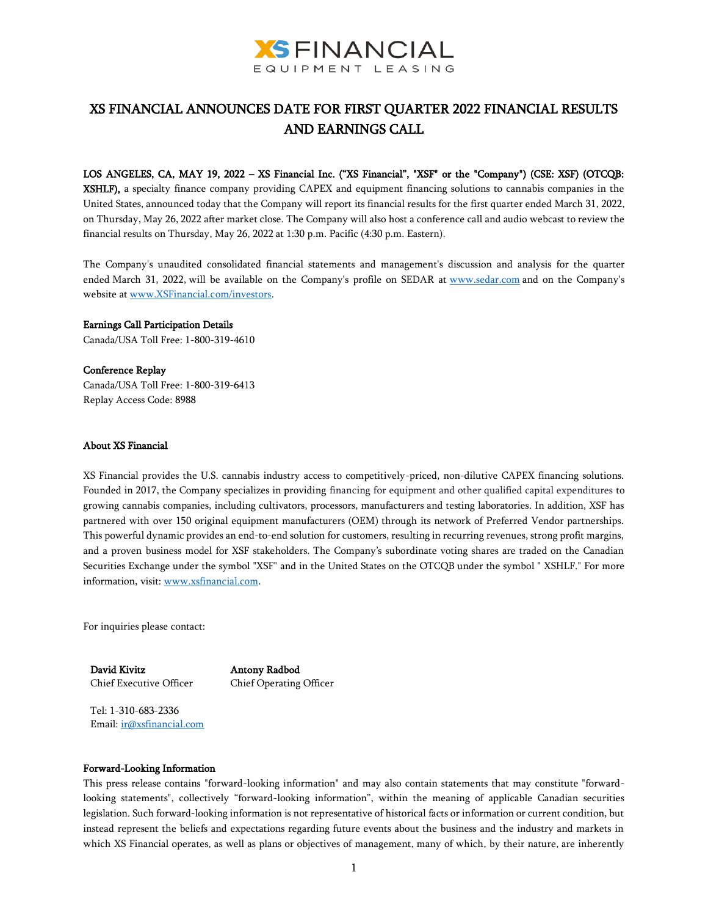# XS FINANCIAL ANNOUNCES DATE FOR FIRST QUARTER 2022 FINANCIAL RESULTS AND EARNINGS CALL

**LOS ANGELES, CA, MAY 19, 2022 – XS Financial Inc. ("XS Financial", "XSF" or the "Company") (CSE: XSF) (OTCQB: XSHLF),** a specialty finance company providing CAPEX and equipment financing solutions to cannabis companies in the United States, announced today that the Company will report its financial results for the first quarter ended March 31, 2022, on Thursday, May 26, 2022 after market close. The Company will also host a conference call and audio webcast to review the financial results on Thursday, May 26, 2022 at 1:30 p.m. Pacific (4:30 p.m. Eastern).

The Company's unaudited consolidated financial statements and management's discussion and analysis for the quarter ended March 31, 2022, will be available on the Company's profile on SEDAR at www.sedar.com and on the Company's website at www.XSFinancial.com/investors.

**Earnings Call Participation Details**
Canada/USA Toll Free: 1-800-319-4610

**Conference Replay**
Canada/USA Toll Free: 1-800-319-6413
Replay Access Code: 8988

**About XS Financial**

XS Financial provides the U.S. cannabis industry access to competitively-priced, non-dilutive CAPEX financing solutions. Founded in 2017, the Company specializes in providing financing for equipment and other qualified capital expenditures to growing cannabis companies, including cultivators, processors, manufacturers and testing laboratories. In addition, XSF has partnered with over 150 original equipment manufacturers (OEM) through its network of Preferred Vendor partnerships. This powerful dynamic provides an end-to-end solution for customers, resulting in recurring revenues, strong profit margins, and a proven business model for XSF stakeholders. The Company's subordinate voting shares are traded on the Canadian Securities Exchange under the symbol "XSF" and in the United States on the OTCQB under the symbol " XSHLF." For more information, visit: www.xsfinancial.com.

For inquiries please contact:

**David Kivitz**
Chief Executive Officer

**Antony Radbod**
Chief Operating Officer

Tel: 1-310-683-2336
Email: ir@xsfinancial.com

**Forward-Looking Information**
This press release contains "forward-looking information" and may also contain statements that may constitute "forward-looking statements", collectively "forward-looking information", within the meaning of applicable Canadian securities legislation. Such forward-looking information is not representative of historical facts or information or current condition, but instead represent the beliefs and expectations regarding future events about the business and the industry and markets in which XS Financial operates, as well as plans or objectives of management, many of which, by their nature, are inherently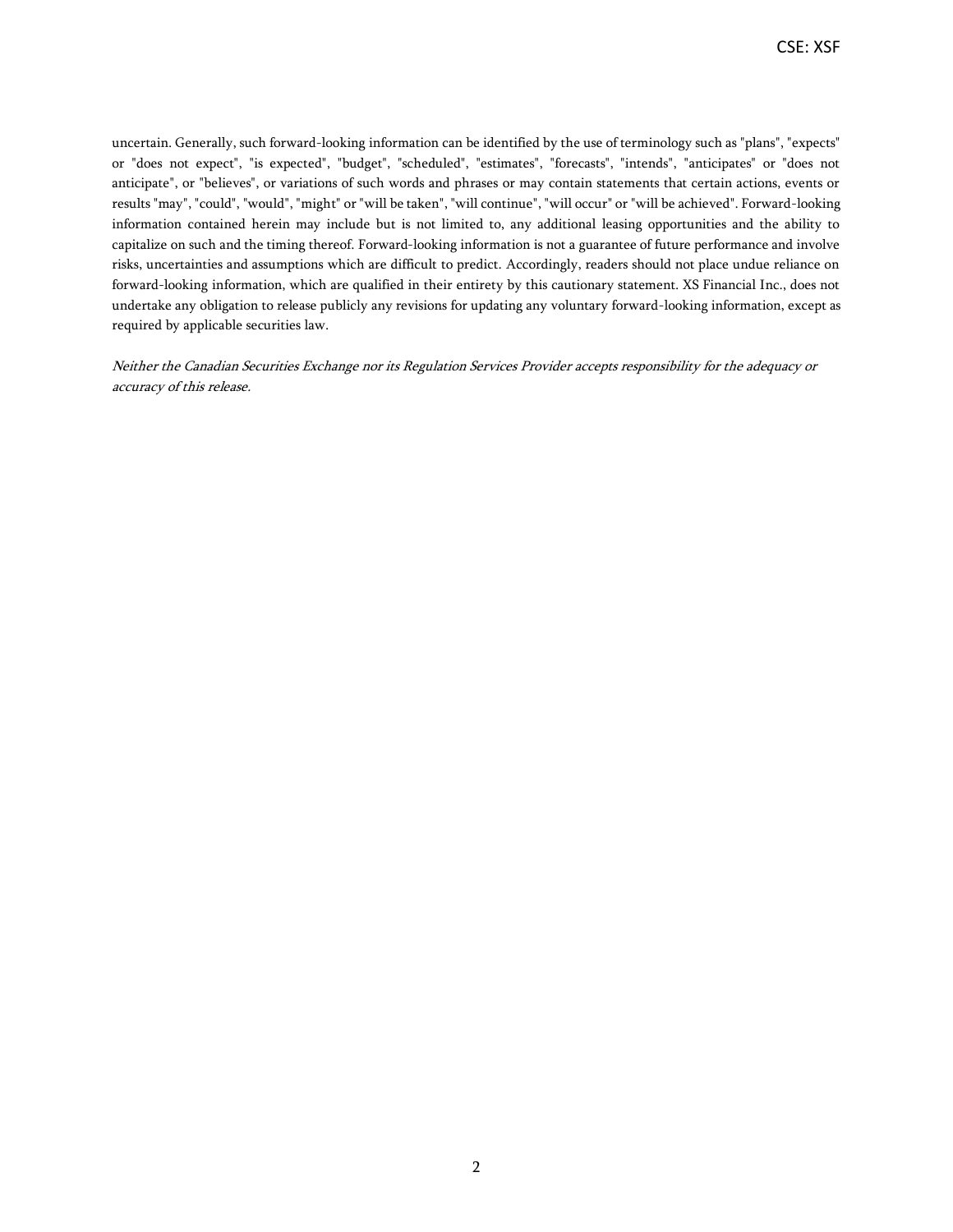uncertain. Generally, such forward-looking information can be identified by the use of terminology such as "plans", "expects" or "does not expect", "is expected", "budget", "scheduled", "estimates", "forecasts", "intends", "anticipates" or "does not anticipate", or "believes", or variations of such words and phrases or may contain statements that certain actions, events or results "may", "could", "would", "might" or "will be taken", "will continue", "will occur" or "will be achieved". Forward-looking information contained herein may include but is not limited to, any additional leasing opportunities and the ability to capitalize on such and the timing thereof. Forward-looking information is not a guarantee of future performance and involve risks, uncertainties and assumptions which are difficult to predict. Accordingly, readers should not place undue reliance on forward-looking information, which are qualified in their entirety by this cautionary statement. XS Financial Inc., does not undertake any obligation to release publicly any revisions for updating any voluntary forward-looking information, except as required by applicable securities law.

*Neither the Canadian Securities Exchange nor its Regulation Services Provider accepts responsibility for the adequacy or accuracy of this release.*